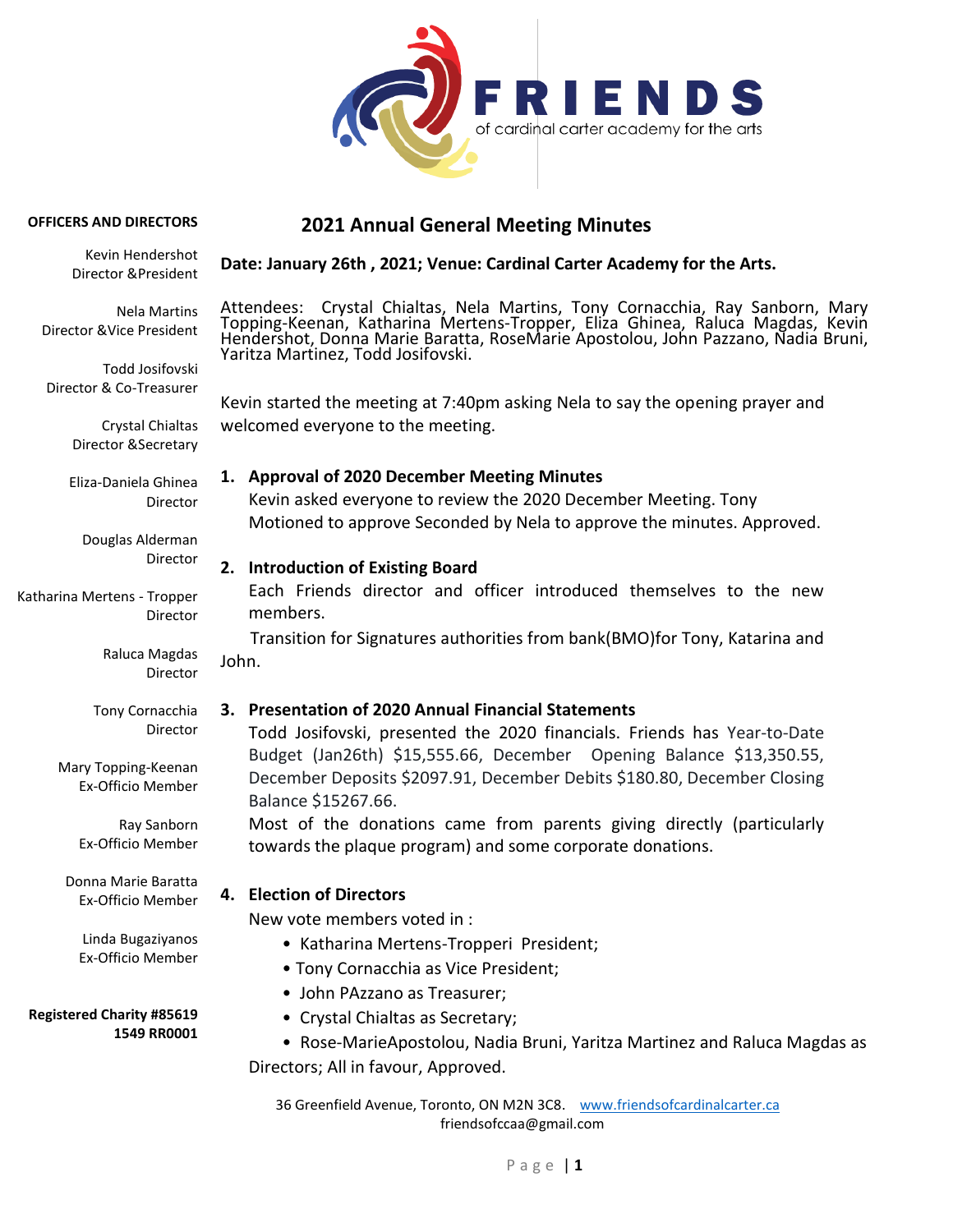# FRIENDS

of cardinal carter academy for the arts

**OFFICERS AND DIRECTORS**

Kevin Hendershot
Director &President

Nela Martins
Director &Vice President

Todd Josifovski
Director & Co-Treasurer

Crystal Chialtas
Director &Secretary

Eliza-Daniela Ghinea
Director

Douglas Alderman
Director

Katharina Mertens - Tropper
Director

Raluca Magdas
Director

Tony Cornacchia
Director

Mary Topping-Keenan
Ex-Officio Member

Ray Sanborn
Ex-Officio Member

Donna Marie Baratta
Ex-Officio Member

Linda Bugaziyanos
Ex-Officio Member

**Registered Charity #85619 1549 RR0001**

## 2021 Annual General Meeting Minutes

**Date: January 26th , 2021; Venue: Cardinal Carter Academy for the Arts.**

Attendees: Crystal Chialtas, Nela Martins, Tony Cornacchia, Ray Sanborn, Mary Topping-Keenan, Katharina Mertens-Tropper, Eliza Ghinea, Raluca Magdas, Kevin Hendershot, Donna Marie Baratta, RoseMarie Apostolou, John Pazzano, Nadia Bruni, Yaritza Martinez, Todd Josifovski.

Kevin started the meeting at 7:40pm asking Nela to say the opening prayer and welcomed everyone to the meeting.

1. **Approval of 2020 December Meeting Minutes**
   Kevin asked everyone to review the 2020 December Meeting. Tony Motioned to approve Seconded by Nela to approve the minutes. Approved.

2. **Introduction of Existing Board**
   Each Friends director and officer introduced themselves to the new members.
   Transition for Signatures authorities from bank(BMO)for Tony, Katarina and John.

3. **Presentation of 2020 Annual Financial Statements**
   Todd Josifovski, presented the 2020 financials. Friends has Year-to-Date Budget (Jan26th) $15,555.66, December Opening Balance $13,350.55, December Deposits $2097.91, December Debits $180.80, December Closing Balance $15267.66.
   Most of the donations came from parents giving directly (particularly towards the plaque program) and some corporate donations.

4. **Election of Directors**
   New vote members voted in :
   - Katharina Mertens-Tropperi President;
   - Tony Cornacchia as Vice President;
   - John PAzzano as Treasurer;
   - Crystal Chialtas as Secretary;
   - Rose-MarieApostolou, Nadia Bruni, Yaritza Martinez and Raluca Magdas as Directors; All in favour, Approved.

36 Greenfield Avenue, Toronto, ON M2N 3C8. www.friendsofcardinalcarter.ca
friendsofccaa@gmail.com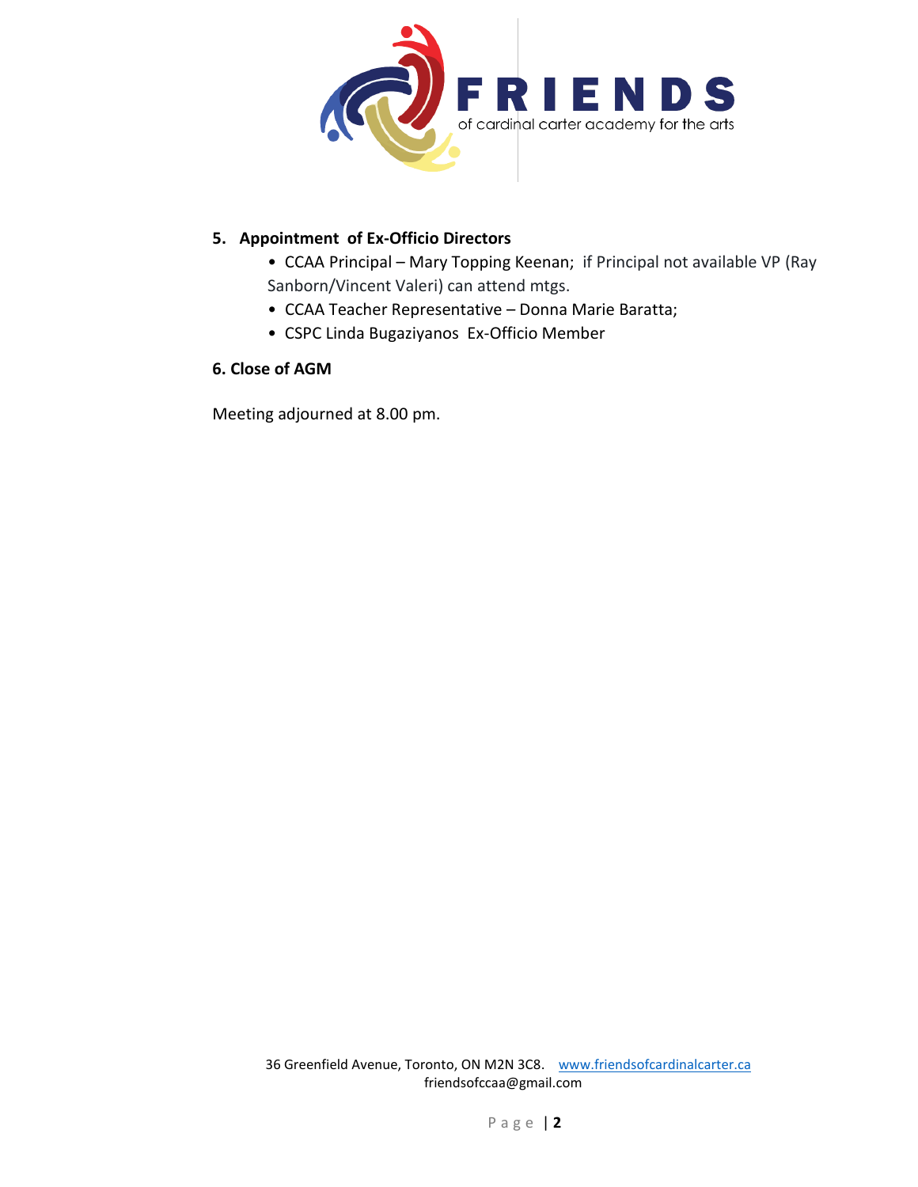FRIENDS

of cardinal carter academy for the arts

**5. Appointment of Ex-Officio Directors**

- CCAA Principal – Mary Topping Keenan; if Principal not available VP (Ray Sanborn/Vincent Valeri) can attend mtgs.
- CCAA Teacher Representative – Donna Marie Baratta;
- CSPC Linda Bugaziyanos Ex-Officio Member

**6. Close of AGM**

Meeting adjourned at 8.00 pm.

36 Greenfield Avenue, Toronto, ON M2N 3C8. www.friendsofcardinalcarter.ca
friendsofccaa@gmail.com